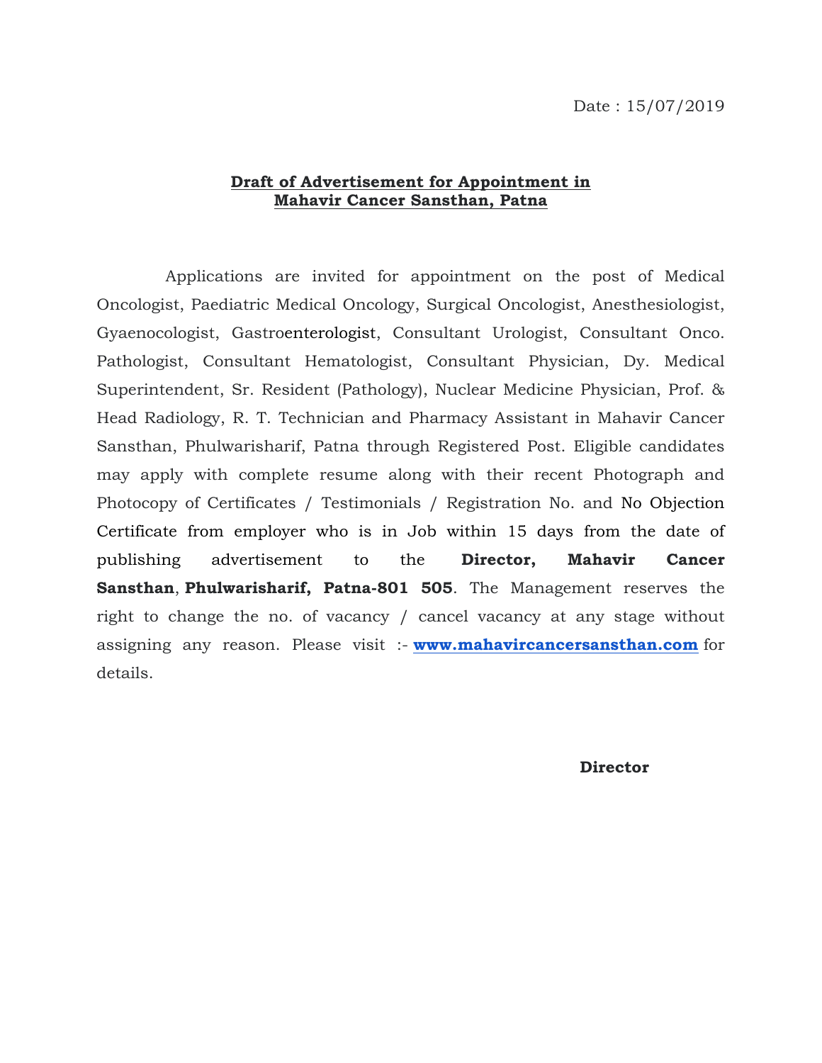Date : 15/07/2019

## Draft of Advertisement for Appointment in Mahavir Cancer Sansthan, Patna

Applications are invited for appointment on the post of Medical Oncologist, Paediatric Medical Oncology, Surgical Oncologist, Anesthesiologist, Gyaenocologist, Gastroenterologist, Consultant Urologist, Consultant Onco. Pathologist, Consultant Hematologist, Consultant Physician, Dy. Medical Superintendent, Sr. Resident (Pathology), Nuclear Medicine Physician, Prof. & Head Radiology, R. T. Technician and Pharmacy Assistant in Mahavir Cancer Sansthan, Phulwarisharif, Patna through Registered Post. Eligible candidates may apply with complete resume along with their recent Photograph and Photocopy of Certificates / Testimonials / Registration No. and No Objection Certificate from employer who is in Job within 15 days from the date of publishing advertisement to the **Director, Mahavir Cancer Sansthan**, **Phulwarisharif, Patna-801 505**. The Management reserves the right to change the no. of vacancy / cancel vacancy at any stage without assigning any reason. Please visit :- **www.mahavircancersansthan.com** for details.

**Director**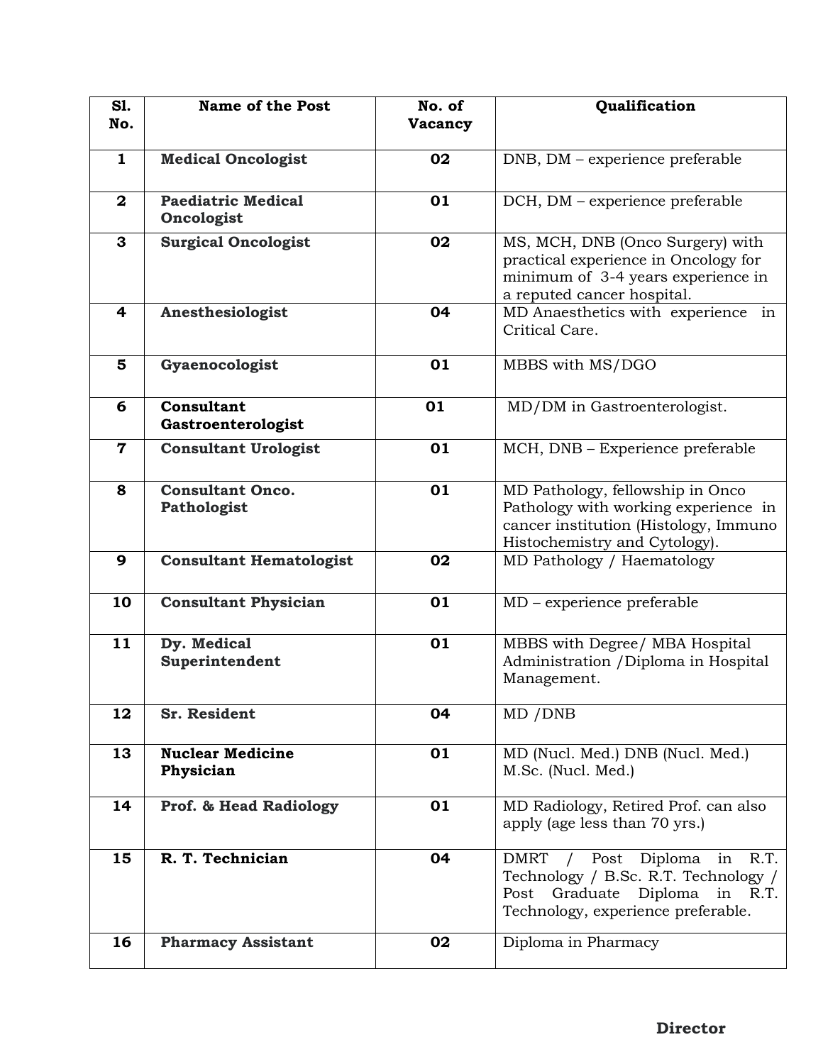| Sl. No. | Name of the Post | No. of Vacancy | Qualification |
|---|---|---|---|
| 1 | **Medical Oncologist** | 02 | DNB, DM – experience preferable |
| 2 | **Paediatric Medical Oncologist** | 01 | DCH, DM – experience preferable |
| 3 | **Surgical Oncologist** | 02 | MS, MCH, DNB (Onco Surgery) with practical experience in Oncology for minimum of 3-4 years experience in a reputed cancer hospital. |
| 4 | **Anesthesiologist** | 04 | MD Anaesthetics with experience in Critical Care. |
| 5 | **Gyaenocologist** | 01 | MBBS with MS/DGO |
| 6 | **Consultant Gastroenterologist** | 01 | MD/DM in Gastroenterologist. |
| 7 | **Consultant Urologist** | 01 | MCH, DNB – Experience preferable |
| 8 | **Consultant Onco. Pathologist** | 01 | MD Pathology, fellowship in Onco Pathology with working experience in cancer institution (Histology, Immuno Histochemistry and Cytology). |
| 9 | **Consultant Hematologist** | 02 | MD Pathology / Haematology |
| 10 | **Consultant Physician** | 01 | MD – experience preferable |
| 11 | **Dy. Medical Superintendent** | 01 | MBBS with Degree/ MBA Hospital Administration /Diploma in Hospital Management. |
| 12 | **Sr. Resident** | 04 | MD /DNB |
| 13 | **Nuclear Medicine Physician** | 01 | MD (Nucl. Med.) DNB (Nucl. Med.) M.Sc. (Nucl. Med.) |
| 14 | **Prof. & Head Radiology** | 01 | MD Radiology, Retired Prof. can also apply (age less than 70 yrs.) |
| 15 | **R. T. Technician** | 04 | DMRT / Post Diploma in R.T. Technology / B.Sc. R.T. Technology / Post Graduate Diploma in R.T. Technology, experience preferable. |
| 16 | **Pharmacy Assistant** | 02 | Diploma in Pharmacy |

**Director**